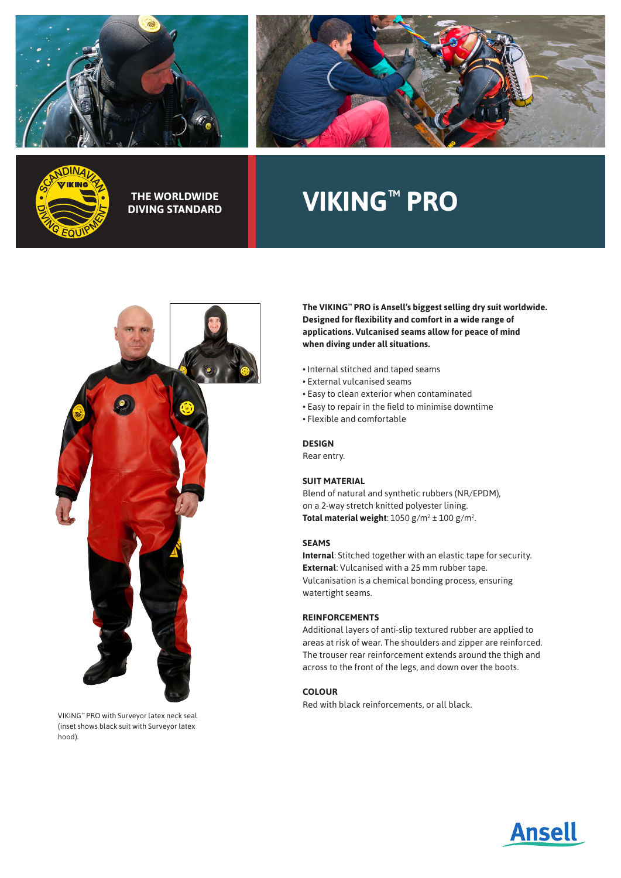THE WORLDWIDE DIVING STANDARD

# VIKING™ PRO

**The VIKING™ PRO is Ansell's biggest selling dry suit worldwide. Designed for flexibility and comfort in a wide range of applications. Vulcanised seams allow for peace of mind when diving under all situations.**

- Internal stitched and taped seams
- External vulcanised seams
- Easy to clean exterior when contaminated
- Easy to repair in the field to minimise downtime
- Flexible and comfortable

### DESIGN

Rear entry.

### SUIT MATERIAL

Blend of natural and synthetic rubbers (NR/EPDM), on a 2-way stretch knitted polyester lining.
**Total material weight**: 1050 g/m² ± 100 g/m².

### SEAMS

**Internal**: Stitched together with an elastic tape for security.
**External**: Vulcanised with a 25 mm rubber tape.
Vulcanisation is a chemical bonding process, ensuring watertight seams.

### REINFORCEMENTS

Additional layers of anti-slip textured rubber are applied to areas at risk of wear. The shoulders and zipper are reinforced. The trouser rear reinforcement extends around the thigh and across to the front of the legs, and down over the boots.

### COLOUR

Red with black reinforcements, or all black.

VIKING™ PRO with Surveyor latex neck seal (inset shows black suit with Surveyor latex hood).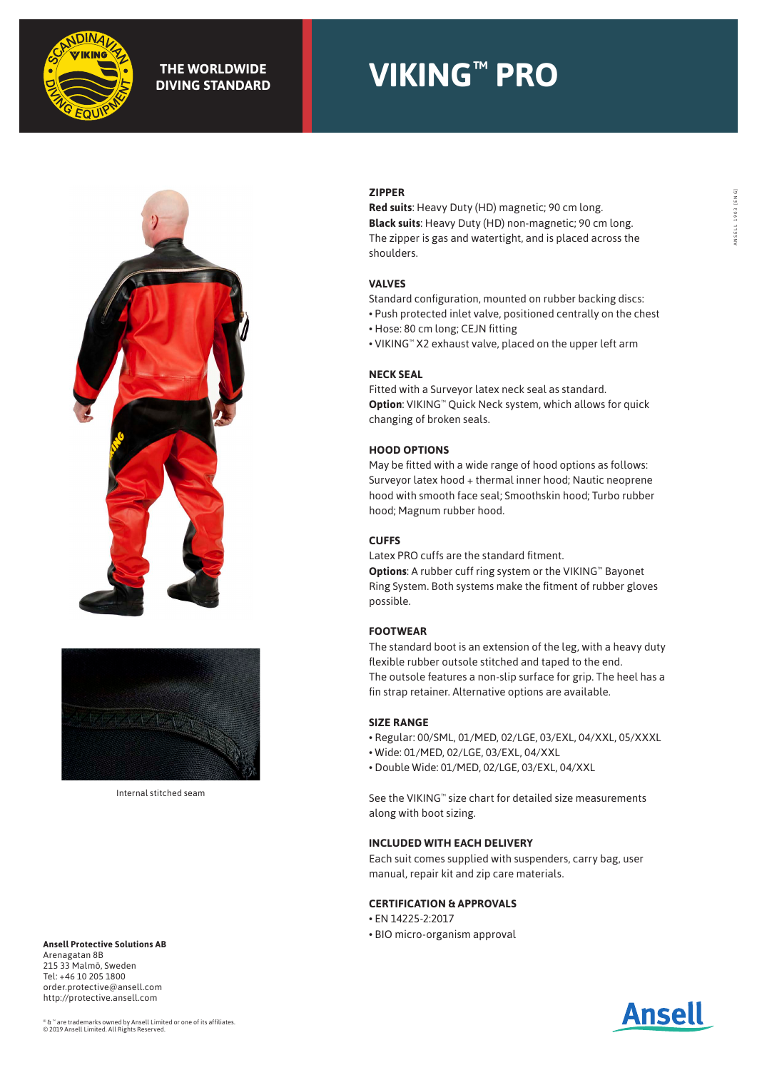THE WORLDWIDE DIVING STANDARD

# VIKING™ PRO

Internal stitched seam

### ZIPPER

**Red suits**: Heavy Duty (HD) magnetic; 90 cm long.
**Black suits**: Heavy Duty (HD) non-magnetic; 90 cm long.
The zipper is gas and watertight, and is placed across the shoulders.

### VALVES

Standard configuration, mounted on rubber backing discs:

- Push protected inlet valve, positioned centrally on the chest
- Hose: 80 cm long; CEJN fitting
- VIKING™ X2 exhaust valve, placed on the upper left arm

### NECK SEAL

Fitted with a Surveyor latex neck seal as standard.
**Option**: VIKING™ Quick Neck system, which allows for quick changing of broken seals.

### HOOD OPTIONS

May be fitted with a wide range of hood options as follows: Surveyor latex hood + thermal inner hood; Nautic neoprene hood with smooth face seal; Smoothskin hood; Turbo rubber hood; Magnum rubber hood.

### CUFFS

Latex PRO cuffs are the standard fitment.
**Options**: A rubber cuff ring system or the VIKING™ Bayonet Ring System. Both systems make the fitment of rubber gloves possible.

### FOOTWEAR

The standard boot is an extension of the leg, with a heavy duty flexible rubber outsole stitched and taped to the end.
The outsole features a non-slip surface for grip. The heel has a fin strap retainer. Alternative options are available.

### SIZE RANGE

- Regular: 00/SML, 01/MED, 02/LGE, 03/EXL, 04/XXL, 05/XXXL
- Wide: 01/MED, 02/LGE, 03/EXL, 04/XXL
- Double Wide: 01/MED, 02/LGE, 03/EXL, 04/XXL

See the VIKING™ size chart for detailed size measurements along with boot sizing.

### INCLUDED WITH EACH DELIVERY

Each suit comes supplied with suspenders, carry bag, user manual, repair kit and zip care materials.

### CERTIFICATION & APPROVALS

- EN 14225-2:2017
- BIO micro-organism approval

**Ansell Protective Solutions AB**
Arenagatan 8B
215 33 Malmö, Sweden
Tel: +46 10 205 1800
order.protective@ansell.com
http://protective.ansell.com

® & ™ are trademarks owned by Ansell Limited or one of its affiliates.
© 2019 Ansell Limited. All Rights Reserved.